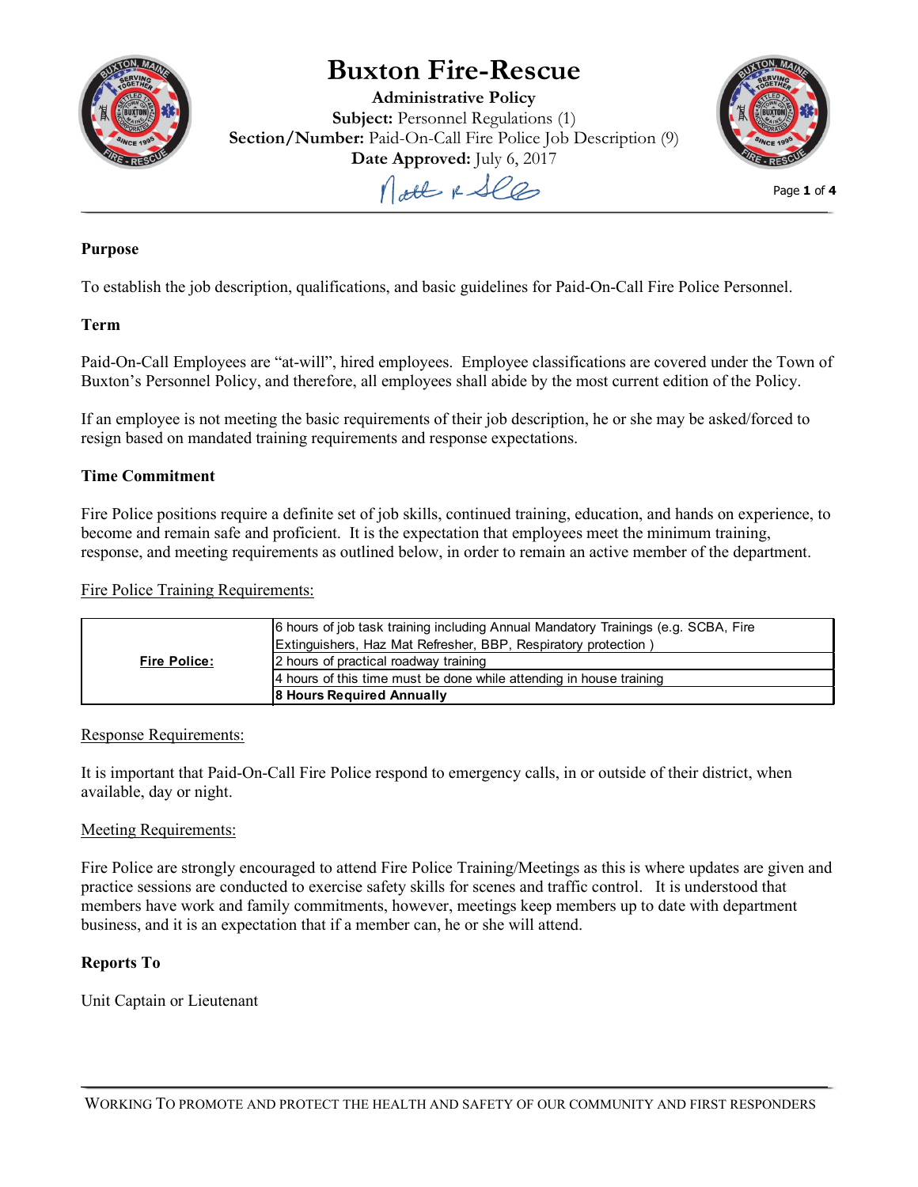# Buxton Fire-Rescue

**Administrative Policy**
**Subject:** Personnel Regulations (1)
**Section/Number:** Paid-On-Call Fire Police Job Description (9)
**Date Approved:** July 6, 2017

## Purpose

To establish the job description, qualifications, and basic guidelines for Paid-On-Call Fire Police Personnel.

## Term

Paid-On-Call Employees are "at-will", hired employees. Employee classifications are covered under the Town of Buxton's Personnel Policy, and therefore, all employees shall abide by the most current edition of the Policy.

If an employee is not meeting the basic requirements of their job description, he or she may be asked/forced to resign based on mandated training requirements and response expectations.

## Time Commitment

Fire Police positions require a definite set of job skills, continued training, education, and hands on experience, to become and remain safe and proficient. It is the expectation that employees meet the minimum training, response, and meeting requirements as outlined below, in order to remain an active member of the department.

Fire Police Training Requirements:

| | |
|---|---|
| **Fire Police:** | 6 hours of job task training including Annual Mandatory Trainings (e.g. SCBA, Fire Extinguishers, Haz Mat Refresher, BBP, Respiratory protection ) |
| | 2 hours of practical roadway training |
| | 4 hours of this time must be done while attending in house training |
| | **8 Hours Required Annually** |

Response Requirements:

It is important that Paid-On-Call Fire Police respond to emergency calls, in or outside of their district, when available, day or night.

Meeting Requirements:

Fire Police are strongly encouraged to attend Fire Police Training/Meetings as this is where updates are given and practice sessions are conducted to exercise safety skills for scenes and traffic control. It is understood that members have work and family commitments, however, meetings keep members up to date with department business, and it is an expectation that if a member can, he or she will attend.

## Reports To

Unit Captain or Lieutenant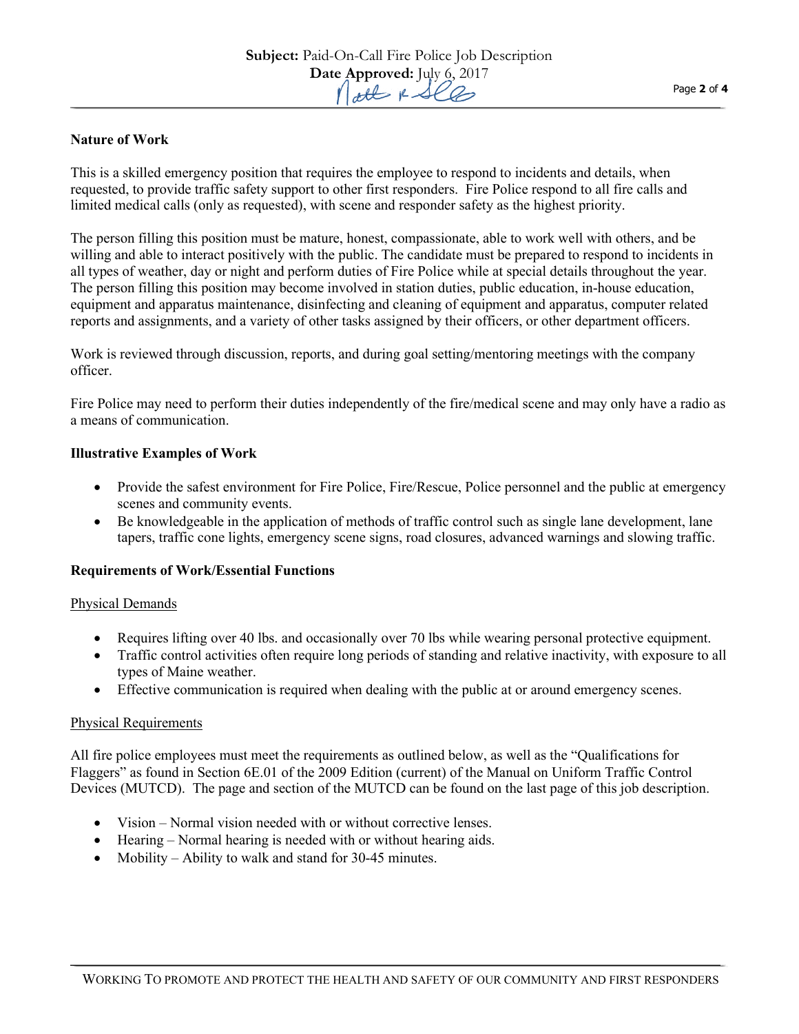## Nature of Work

This is a skilled emergency position that requires the employee to respond to incidents and details, when requested, to provide traffic safety support to other first responders. Fire Police respond to all fire calls and limited medical calls (only as requested), with scene and responder safety as the highest priority.

The person filling this position must be mature, honest, compassionate, able to work well with others, and be willing and able to interact positively with the public. The candidate must be prepared to respond to incidents in all types of weather, day or night and perform duties of Fire Police while at special details throughout the year. The person filling this position may become involved in station duties, public education, in-house education, equipment and apparatus maintenance, disinfecting and cleaning of equipment and apparatus, computer related reports and assignments, and a variety of other tasks assigned by their officers, or other department officers.

Work is reviewed through discussion, reports, and during goal setting/mentoring meetings with the company officer.

Fire Police may need to perform their duties independently of the fire/medical scene and may only have a radio as a means of communication.

## Illustrative Examples of Work

- Provide the safest environment for Fire Police, Fire/Rescue, Police personnel and the public at emergency scenes and community events.
- Be knowledgeable in the application of methods of traffic control such as single lane development, lane tapers, traffic cone lights, emergency scene signs, road closures, advanced warnings and slowing traffic.

## Requirements of Work/Essential Functions

### Physical Demands

- Requires lifting over 40 lbs. and occasionally over 70 lbs while wearing personal protective equipment.
- Traffic control activities often require long periods of standing and relative inactivity, with exposure to all types of Maine weather.
- Effective communication is required when dealing with the public at or around emergency scenes.

### Physical Requirements

All fire police employees must meet the requirements as outlined below, as well as the "Qualifications for Flaggers" as found in Section 6E.01 of the 2009 Edition (current) of the Manual on Uniform Traffic Control Devices (MUTCD). The page and section of the MUTCD can be found on the last page of this job description.

- Vision – Normal vision needed with or without corrective lenses.
- Hearing – Normal hearing is needed with or without hearing aids.
- Mobility – Ability to walk and stand for 30-45 minutes.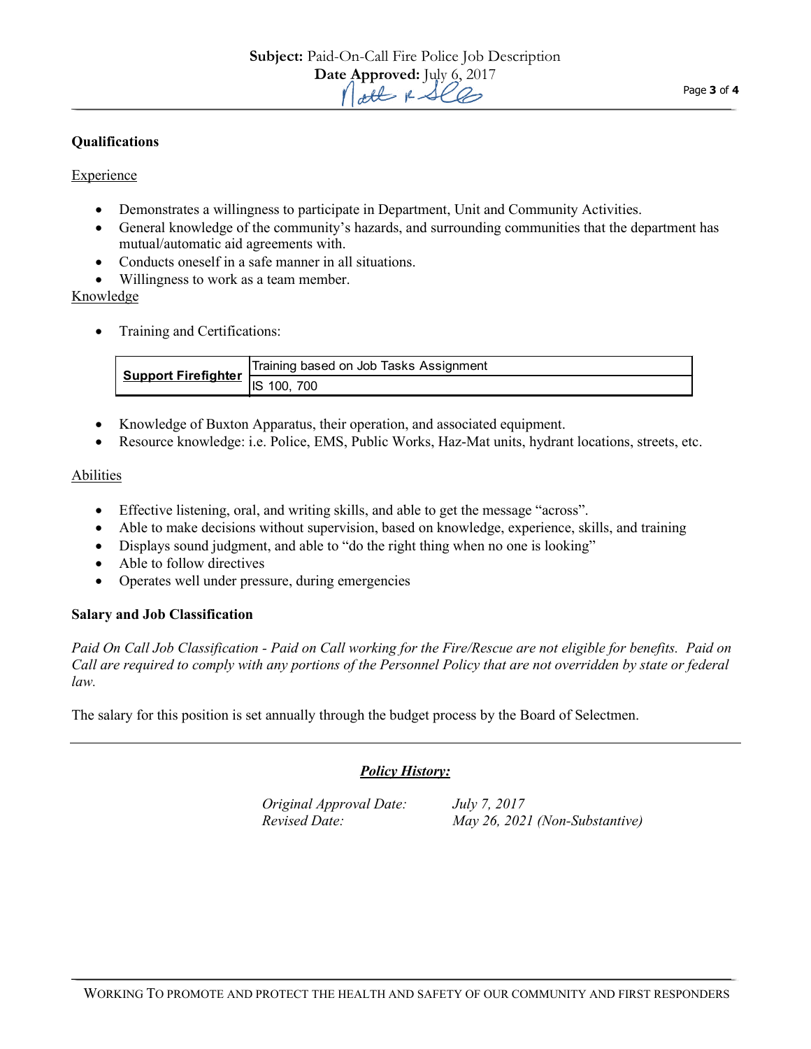## Qualifications

Experience

- Demonstrates a willingness to participate in Department, Unit and Community Activities.
- General knowledge of the community's hazards, and surrounding communities that the department has mutual/automatic aid agreements with.
- Conducts oneself in a safe manner in all situations.
- Willingness to work as a team member.

Knowledge

- Training and Certifications:

| Support Firefighter | Training based on Job Tasks Assignment |
|---|---|
| | IS 100, 700 |

- Knowledge of Buxton Apparatus, their operation, and associated equipment.
- Resource knowledge: i.e. Police, EMS, Public Works, Haz-Mat units, hydrant locations, streets, etc.

Abilities

- Effective listening, oral, and writing skills, and able to get the message "across".
- Able to make decisions without supervision, based on knowledge, experience, skills, and training
- Displays sound judgment, and able to "do the right thing when no one is looking"
- Able to follow directives
- Operates well under pressure, during emergencies

## Salary and Job Classification

*Paid On Call Job Classification - Paid on Call working for the Fire/Rescue are not eligible for benefits. Paid on Call are required to comply with any portions of the Personnel Policy that are not overridden by state or federal law.*

The salary for this position is set annually through the budget process by the Board of Selectmen.

---

***Policy History:***

*Original Approval Date:* *July 7, 2017*
*Revised Date:* *May 26, 2021 (Non-Substantive)*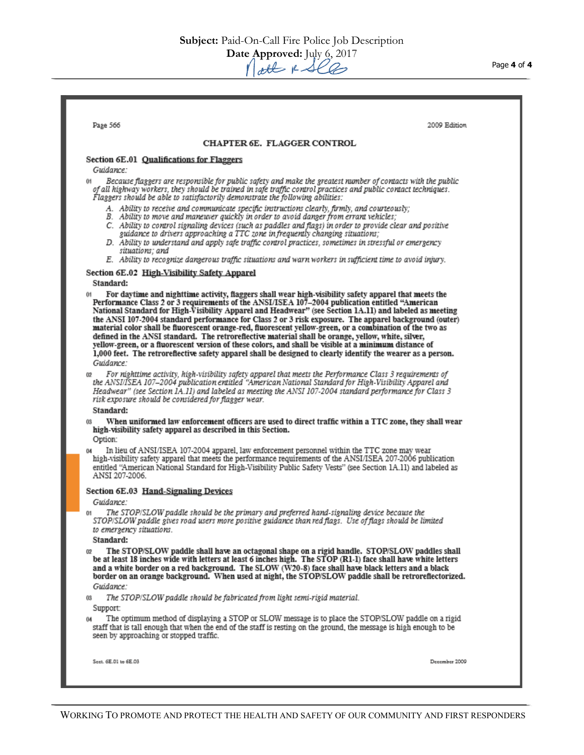Page 566 2009 Edition

## CHAPTER 6E. FLAGGER CONTROL

### Section 6E.01 Qualifications for Flaggers

*Guidance:*

01 *Because flaggers are responsible for public safety and make the greatest number of contacts with the public of all highway workers, they should be trained in safe traffic control practices and public contact techniques. Flaggers should be able to satisfactorily demonstrate the following abilities:*

*A. Ability to receive and communicate specific instructions clearly, firmly, and courteously;*
*B. Ability to move and maneuver quickly in order to avoid danger from errant vehicles;*
*C. Ability to control signaling devices (such as paddles and flags) in order to provide clear and positive guidance to drivers approaching a TTC zone in frequently changing situations;*
*D. Ability to understand and apply safe traffic control practices, sometimes in stressful or emergency situations; and*
*E. Ability to recognize dangerous traffic situations and warn workers in sufficient time to avoid injury.*

### Section 6E.02 High-Visibility Safety Apparel

**Standard:**

01 **For daytime and nighttime activity, flaggers shall wear high-visibility safety apparel that meets the Performance Class 2 or 3 requirements of the ANSI/ISEA 107–2004 publication entitled "American National Standard for High-Visibility Apparel and Headwear" (see Section 1A.11) and labeled as meeting the ANSI 107-2004 standard performance for Class 2 or 3 risk exposure. The apparel background (outer) material color shall be fluorescent orange-red, fluorescent yellow-green, or a combination of the two as defined in the ANSI standard. The retroreflective material shall be orange, yellow, white, silver, yellow-green, or a fluorescent version of these colors, and shall be visible at a minimum distance of 1,000 feet. The retroreflective safety apparel shall be designed to clearly identify the wearer as a person.**

*Guidance:*

02 *For nighttime activity, high-visibility safety apparel that meets the Performance Class 3 requirements of the ANSI/ISEA 107–2004 publication entitled "American National Standard for High-Visibility Apparel and Headwear" (see Section 1A.11) and labeled as meeting the ANSI 107-2004 standard performance for Class 3 risk exposure should be considered for flagger wear.*

**Standard:**

03 **When uniformed law enforcement officers are used to direct traffic within a TTC zone, they shall wear high-visibility safety apparel as described in this Section.**

Option:

04 In lieu of ANSI/ISEA 107-2004 apparel, law enforcement personnel within the TTC zone may wear high-visibility safety apparel that meets the performance requirements of the ANSI/ISEA 207-2006 publication entitled "American National Standard for High-Visibility Public Safety Vests" (see Section 1A.11) and labeled as ANSI 207-2006.

### Section 6E.03 Hand-Signaling Devices

*Guidance:*

01 *The STOP/SLOW paddle should be the primary and preferred hand-signaling device because the STOP/SLOW paddle gives road users more positive guidance than red flags. Use of flags should be limited to emergency situations.*

**Standard:**

02 **The STOP/SLOW paddle shall have an octagonal shape on a rigid handle. STOP/SLOW paddles shall be at least 18 inches wide with letters at least 6 inches high. The STOP (R1-1) face shall have white letters and a white border on a red background. The SLOW (W20-8) face shall have black letters and a black border on an orange background. When used at night, the STOP/SLOW paddle shall be retroreflectorized.**

*Guidance:*

03 *The STOP/SLOW paddle should be fabricated from light semi-rigid material.*

Support:

04 The optimum method of displaying a STOP or SLOW message is to place the STOP/SLOW paddle on a rigid staff that is tall enough that when the end of the staff is resting on the ground, the message is high enough to be seen by approaching or stopped traffic.

Sect. 6E.01 to 6E.03 December 2009